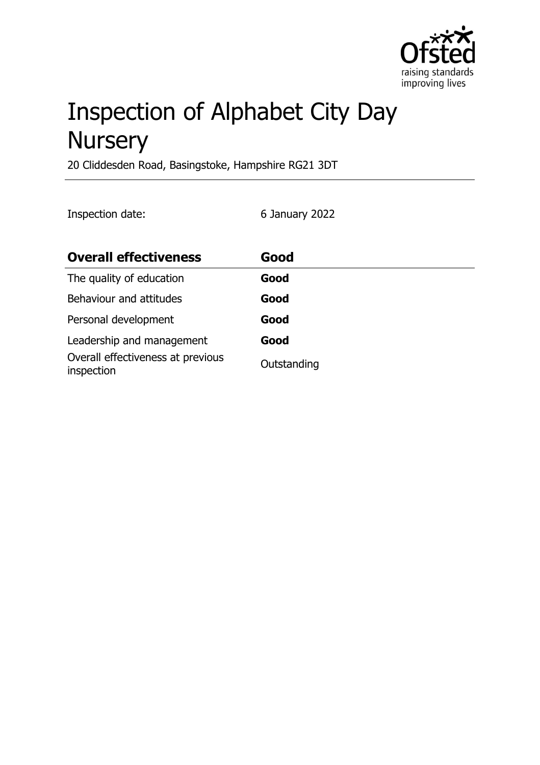# Inspection of Alphabet City Day Nursery

20 Cliddesden Road, Basingstoke, Hampshire RG21 3DT

Inspection date: 6 January 2022

| Overall effectiveness | Good |
| --- | --- |
| The quality of education | **Good** |
| Behaviour and attitudes | **Good** |
| Personal development | **Good** |
| Leadership and management | **Good** |
| Overall effectiveness at previous inspection | Outstanding |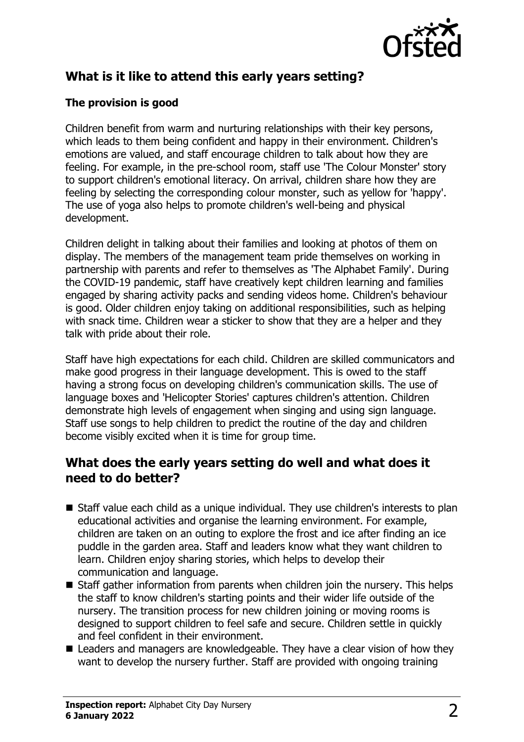## What is it like to attend this early years setting?

### The provision is good

Children benefit from warm and nurturing relationships with their key persons, which leads to them being confident and happy in their environment. Children's emotions are valued, and staff encourage children to talk about how they are feeling. For example, in the pre-school room, staff use 'The Colour Monster' story to support children's emotional literacy. On arrival, children share how they are feeling by selecting the corresponding colour monster, such as yellow for 'happy'. The use of yoga also helps to promote children's well-being and physical development.

Children delight in talking about their families and looking at photos of them on display. The members of the management team pride themselves on working in partnership with parents and refer to themselves as 'The Alphabet Family'. During the COVID-19 pandemic, staff have creatively kept children learning and families engaged by sharing activity packs and sending videos home. Children's behaviour is good. Older children enjoy taking on additional responsibilities, such as helping with snack time. Children wear a sticker to show that they are a helper and they talk with pride about their role.

Staff have high expectations for each child. Children are skilled communicators and make good progress in their language development. This is owed to the staff having a strong focus on developing children's communication skills. The use of language boxes and 'Helicopter Stories' captures children's attention. Children demonstrate high levels of engagement when singing and using sign language. Staff use songs to help children to predict the routine of the day and children become visibly excited when it is time for group time.

## What does the early years setting do well and what does it need to do better?

- Staff value each child as a unique individual. They use children's interests to plan educational activities and organise the learning environment. For example, children are taken on an outing to explore the frost and ice after finding an ice puddle in the garden area. Staff and leaders know what they want children to learn. Children enjoy sharing stories, which helps to develop their communication and language.
- Staff gather information from parents when children join the nursery. This helps the staff to know children's starting points and their wider life outside of the nursery. The transition process for new children joining or moving rooms is designed to support children to feel safe and secure. Children settle in quickly and feel confident in their environment.
- Leaders and managers are knowledgeable. They have a clear vision of how they want to develop the nursery further. Staff are provided with ongoing training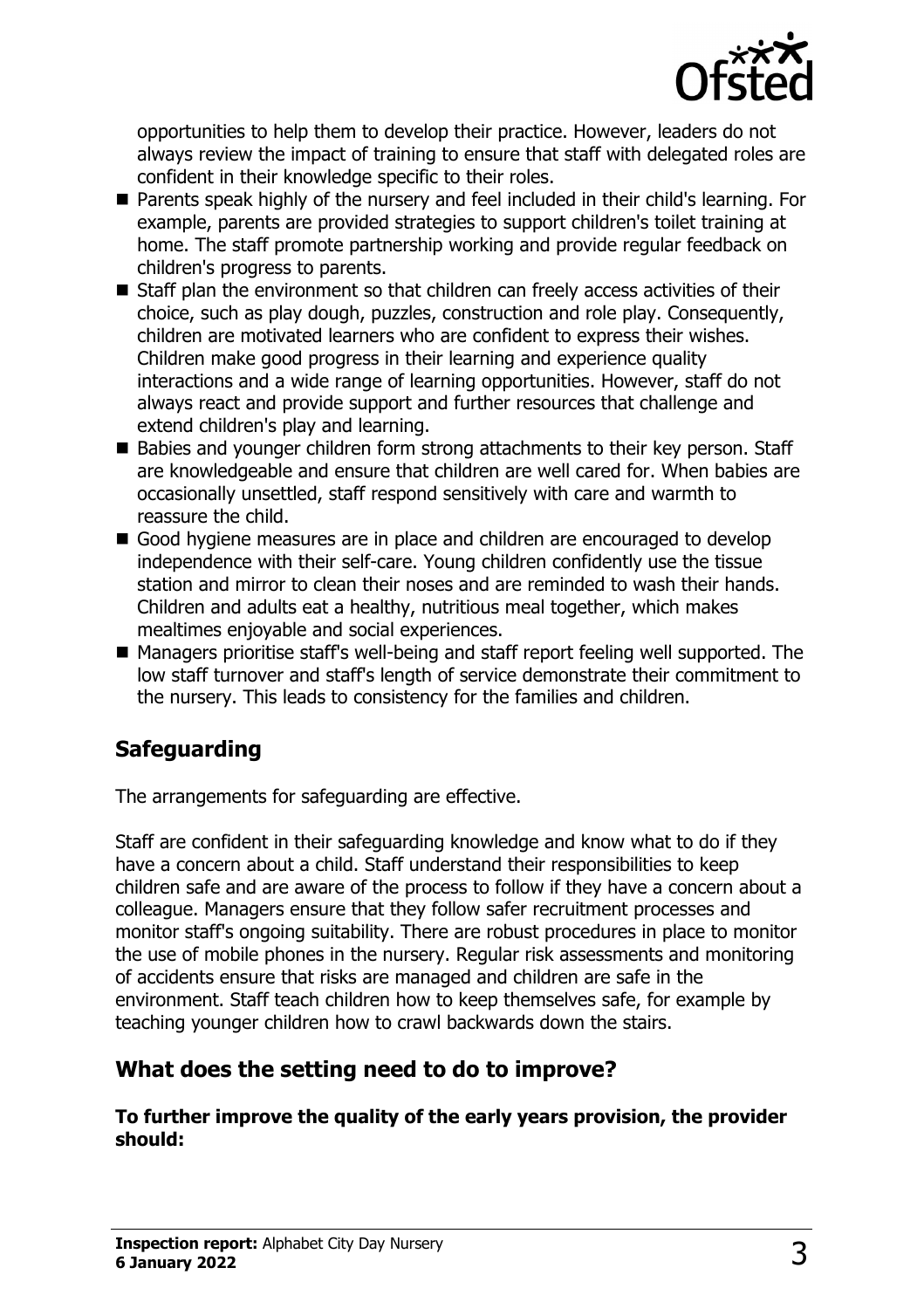opportunities to help them to develop their practice. However, leaders do not always review the impact of training to ensure that staff with delegated roles are confident in their knowledge specific to their roles.

- Parents speak highly of the nursery and feel included in their child's learning. For example, parents are provided strategies to support children's toilet training at home. The staff promote partnership working and provide regular feedback on children's progress to parents.
- Staff plan the environment so that children can freely access activities of their choice, such as play dough, puzzles, construction and role play. Consequently, children are motivated learners who are confident to express their wishes. Children make good progress in their learning and experience quality interactions and a wide range of learning opportunities. However, staff do not always react and provide support and further resources that challenge and extend children's play and learning.
- Babies and younger children form strong attachments to their key person. Staff are knowledgeable and ensure that children are well cared for. When babies are occasionally unsettled, staff respond sensitively with care and warmth to reassure the child.
- Good hygiene measures are in place and children are encouraged to develop independence with their self-care. Young children confidently use the tissue station and mirror to clean their noses and are reminded to wash their hands. Children and adults eat a healthy, nutritious meal together, which makes mealtimes enjoyable and social experiences.
- Managers prioritise staff's well-being and staff report feeling well supported. The low staff turnover and staff's length of service demonstrate their commitment to the nursery. This leads to consistency for the families and children.

## Safeguarding

The arrangements for safeguarding are effective.

Staff are confident in their safeguarding knowledge and know what to do if they have a concern about a child. Staff understand their responsibilities to keep children safe and are aware of the process to follow if they have a concern about a colleague. Managers ensure that they follow safer recruitment processes and monitor staff's ongoing suitability. There are robust procedures in place to monitor the use of mobile phones in the nursery. Regular risk assessments and monitoring of accidents ensure that risks are managed and children are safe in the environment. Staff teach children how to keep themselves safe, for example by teaching younger children how to crawl backwards down the stairs.

## What does the setting need to do to improve?

**To further improve the quality of the early years provision, the provider should:**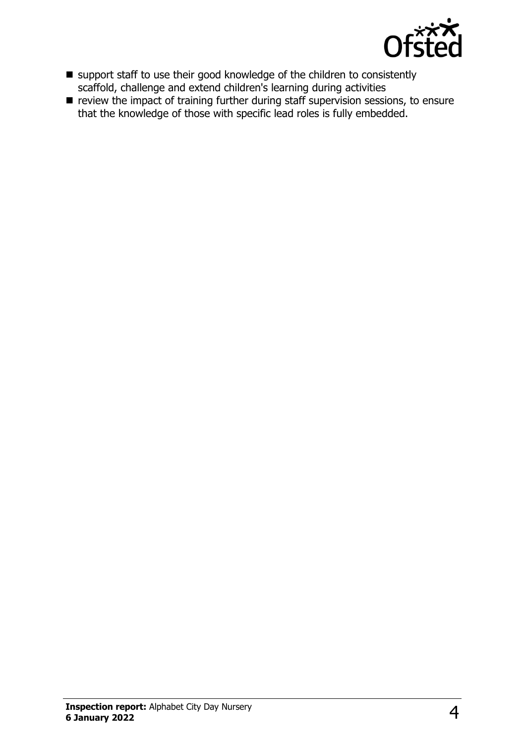- support staff to use their good knowledge of the children to consistently scaffold, challenge and extend children's learning during activities
- review the impact of training further during staff supervision sessions, to ensure that the knowledge of those with specific lead roles is fully embedded.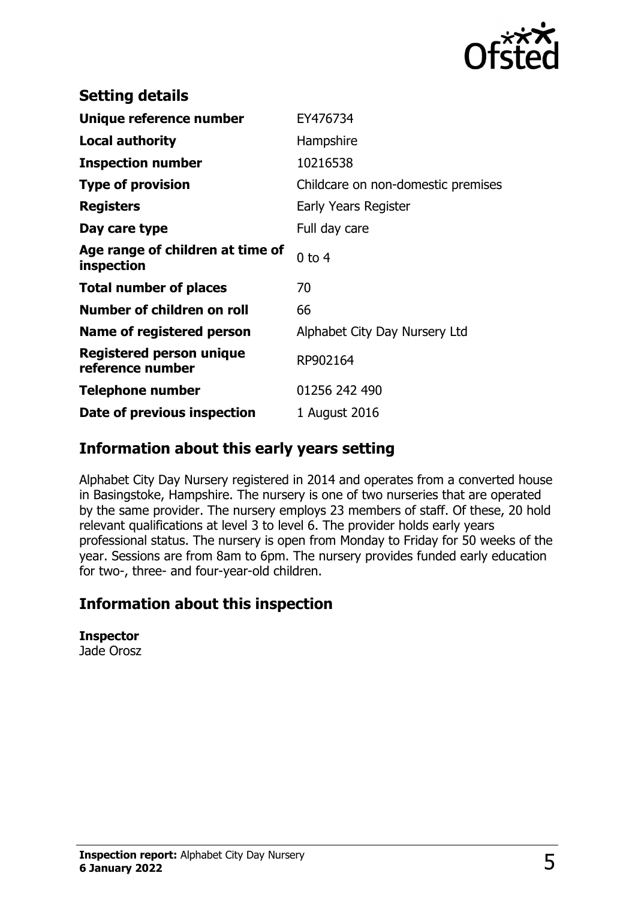## Setting details

| | |
|---|---|
| **Unique reference number** | EY476734 |
| **Local authority** | Hampshire |
| **Inspection number** | 10216538 |
| **Type of provision** | Childcare on non-domestic premises |
| **Registers** | Early Years Register |
| **Day care type** | Full day care |
| **Age range of children at time of inspection** | 0 to 4 |
| **Total number of places** | 70 |
| **Number of children on roll** | 66 |
| **Name of registered person** | Alphabet City Day Nursery Ltd |
| **Registered person unique reference number** | RP902164 |
| **Telephone number** | 01256 242 490 |
| **Date of previous inspection** | 1 August 2016 |

## Information about this early years setting

Alphabet City Day Nursery registered in 2014 and operates from a converted house in Basingstoke, Hampshire. The nursery is one of two nurseries that are operated by the same provider. The nursery employs 23 members of staff. Of these, 20 hold relevant qualifications at level 3 to level 6. The provider holds early years professional status. The nursery is open from Monday to Friday for 50 weeks of the year. Sessions are from 8am to 6pm. The nursery provides funded early education for two-, three- and four-year-old children.

## Information about this inspection

**Inspector**
Jade Orosz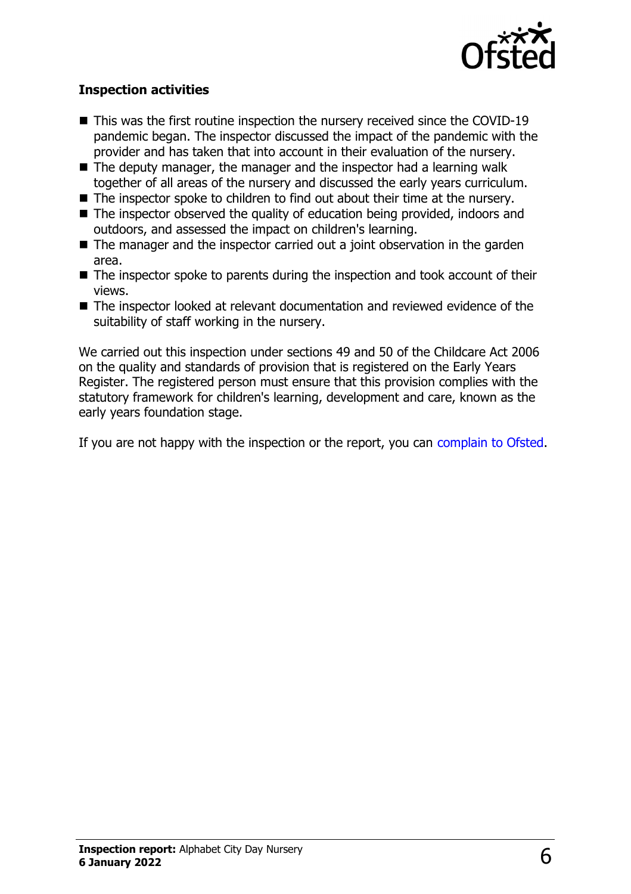**Inspection activities**

- This was the first routine inspection the nursery received since the COVID-19 pandemic began. The inspector discussed the impact of the pandemic with the provider and has taken that into account in their evaluation of the nursery.
- The deputy manager, the manager and the inspector had a learning walk together of all areas of the nursery and discussed the early years curriculum.
- The inspector spoke to children to find out about their time at the nursery.
- The inspector observed the quality of education being provided, indoors and outdoors, and assessed the impact on children's learning.
- The manager and the inspector carried out a joint observation in the garden area.
- The inspector spoke to parents during the inspection and took account of their views.
- The inspector looked at relevant documentation and reviewed evidence of the suitability of staff working in the nursery.

We carried out this inspection under sections 49 and 50 of the Childcare Act 2006 on the quality and standards of provision that is registered on the Early Years Register. The registered person must ensure that this provision complies with the statutory framework for children's learning, development and care, known as the early years foundation stage.

If you are not happy with the inspection or the report, you can complain to Ofsted.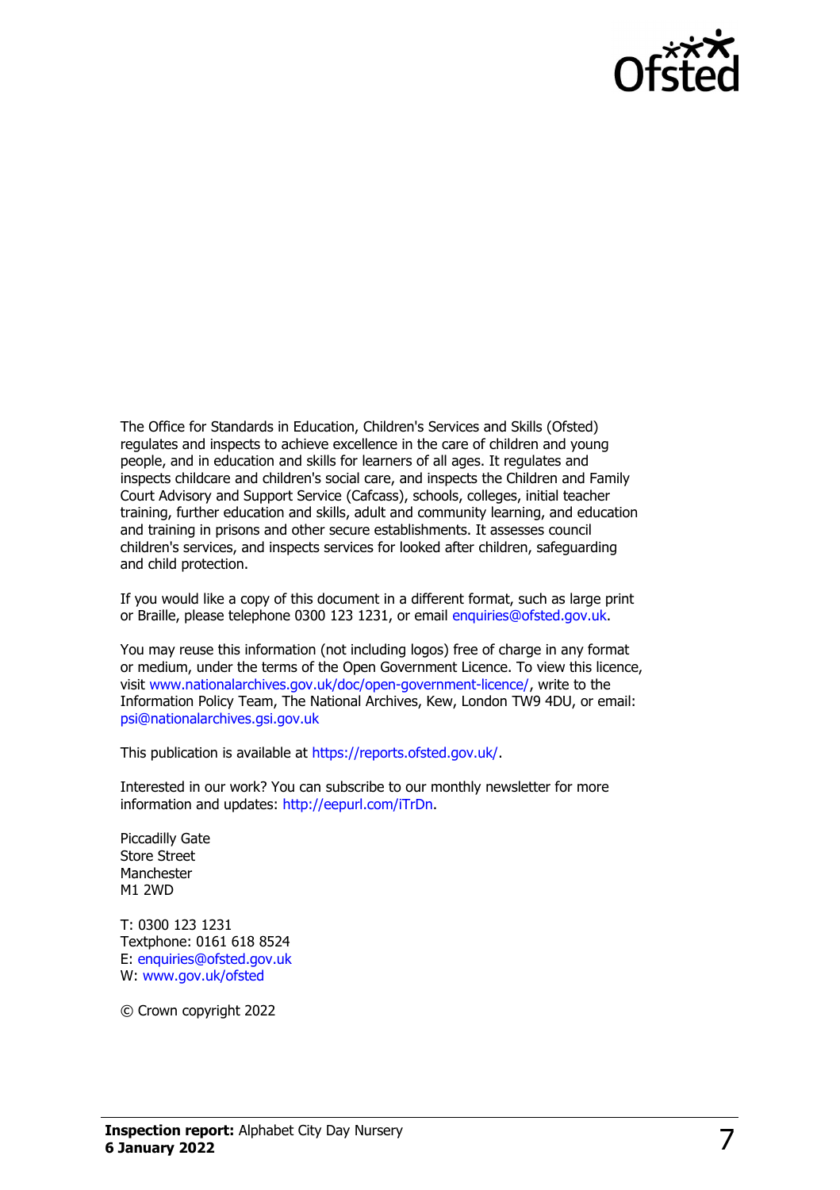The Office for Standards in Education, Children's Services and Skills (Ofsted) regulates and inspects to achieve excellence in the care of children and young people, and in education and skills for learners of all ages. It regulates and inspects childcare and children's social care, and inspects the Children and Family Court Advisory and Support Service (Cafcass), schools, colleges, initial teacher training, further education and skills, adult and community learning, and education and training in prisons and other secure establishments. It assesses council children's services, and inspects services for looked after children, safeguarding and child protection.

If you would like a copy of this document in a different format, such as large print or Braille, please telephone 0300 123 1231, or email enquiries@ofsted.gov.uk.

You may reuse this information (not including logos) free of charge in any format or medium, under the terms of the Open Government Licence. To view this licence, visit www.nationalarchives.gov.uk/doc/open-government-licence/, write to the Information Policy Team, The National Archives, Kew, London TW9 4DU, or email: psi@nationalarchives.gsi.gov.uk

This publication is available at https://reports.ofsted.gov.uk/.

Interested in our work? You can subscribe to our monthly newsletter for more information and updates: http://eepurl.com/iTrDn.

Piccadilly Gate  
Store Street  
Manchester  
M1 2WD

T: 0300 123 1231  
Textphone: 0161 618 8524  
E: enquiries@ofsted.gov.uk  
W: www.gov.uk/ofsted

© Crown copyright 2022